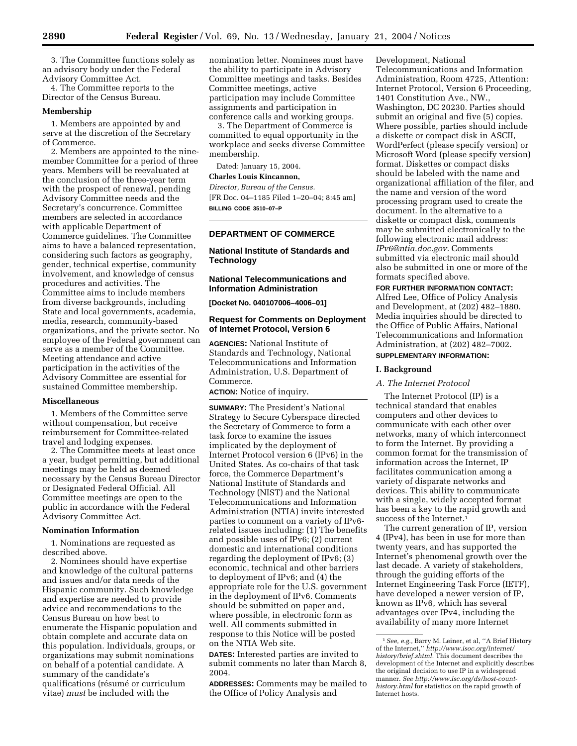3. The Committee functions solely as an advisory body under the Federal Advisory Committee Act.

4. The Committee reports to the Director of the Census Bureau.

**Membership**

1. Members are appointed by and serve at the discretion of the Secretary of Commerce.

2. Members are appointed to the nine-member Committee for a period of three years. Members will be reevaluated at the conclusion of the three-year term with the prospect of renewal, pending Advisory Committee needs and the Secretary's concurrence. Committee members are selected in accordance with applicable Department of Commerce guidelines. The Committee aims to have a balanced representation, considering such factors as geography, gender, technical expertise, community involvement, and knowledge of census procedures and activities. The Committee aims to include members from diverse backgrounds, including State and local governments, academia, media, research, community-based organizations, and the private sector. No employee of the Federal government can serve as a member of the Committee. Meeting attendance and active participation in the activities of the Advisory Committee are essential for sustained Committee membership.

**Miscellaneous**

1. Members of the Committee serve without compensation, but receive reimbursement for Committee-related travel and lodging expenses.

2. The Committee meets at least once a year, budget permitting, but additional meetings may be held as deemed necessary by the Census Bureau Director or Designated Federal Official. All Committee meetings are open to the public in accordance with the Federal Advisory Committee Act.

**Nomination Information**

1. Nominations are requested as described above.

2. Nominees should have expertise and knowledge of the cultural patterns and issues and/or data needs of the Hispanic community. Such knowledge and expertise are needed to provide advice and recommendations to the Census Bureau on how best to enumerate the Hispanic population and obtain complete and accurate data on this population. Individuals, groups, or organizations may submit nominations on behalf of a potential candidate. A summary of the candidate's qualifications (résumé or curriculum vitae) *must* be included with the nomination letter. Nominees must have the ability to participate in Advisory Committee meetings and tasks. Besides Committee meetings, active participation may include Committee assignments and participation in conference calls and working groups.

3. The Department of Commerce is committed to equal opportunity in the workplace and seeks diverse Committee membership.

Dated: January 15, 2004.

**Charles Louis Kincannon,**

*Director, Bureau of the Census.*

[FR Doc. 04–1185 Filed 1–20–04; 8:45 am]

**BILLING CODE 3510–07–P**

## DEPARTMENT OF COMMERCE

### National Institute of Standards and Technology

### National Telecommunications and Information Administration

**[Docket No. 040107006–4006–01]**

### Request for Comments on Deployment of Internet Protocol, Version 6

**AGENCIES:** National Institute of Standards and Technology, National Telecommunications and Information Administration, U.S. Department of Commerce.

**ACTION:** Notice of inquiry.

**SUMMARY:** The President's National Strategy to Secure Cyberspace directed the Secretary of Commerce to form a task force to examine the issues implicated by the deployment of Internet Protocol version 6 (IPv6) in the United States. As co-chairs of that task force, the Commerce Department's National Institute of Standards and Technology (NIST) and the National Telecommunications and Information Administration (NTIA) invite interested parties to comment on a variety of IPv6-related issues including: (1) The benefits and possible uses of IPv6; (2) current domestic and international conditions regarding the deployment of IPv6; (3) economic, technical and other barriers to deployment of IPv6; and (4) the appropriate role for the U.S. government in the deployment of IPv6. Comments should be submitted on paper and, where possible, in electronic form as well. All comments submitted in response to this Notice will be posted on the NTIA Web site.

**DATES:** Interested parties are invited to submit comments no later than March 8, 2004.

**ADDRESSES:** Comments may be mailed to the Office of Policy Analysis and Development, National Telecommunications and Information Administration, Room 4725, Attention: Internet Protocol, Version 6 Proceeding, 1401 Constitution Ave., NW., Washington, DC 20230. Parties should submit an original and five (5) copies. Where possible, parties should include a diskette or compact disk in ASCII, WordPerfect (please specify version) or Microsoft Word (please specify version) format. Diskettes or compact disks should be labeled with the name and organizational affiliation of the filer, and the name and version of the word processing program used to create the document. In the alternative to a diskette or compact disk, comments may be submitted electronically to the following electronic mail address: *IPv6@ntia.doc.gov.* Comments submitted via electronic mail should also be submitted in one or more of the formats specified above.

**FOR FURTHER INFORMATION CONTACT:** Alfred Lee, Office of Policy Analysis and Development, at (202) 482–1880. Media inquiries should be directed to the Office of Public Affairs, National Telecommunications and Information Administration, at (202) 482–7002.

**SUPPLEMENTARY INFORMATION:**

**I. Background**

*A. The Internet Protocol*

The Internet Protocol (IP) is a technical standard that enables computers and other devices to communicate with each other over networks, many of which interconnect to form the Internet. By providing a common format for the transmission of information across the Internet, IP facilitates communication among a variety of disparate networks and devices. This ability to communicate with a single, widely accepted format has been a key to the rapid growth and success of the Internet.[1]

The current generation of IP, version 4 (IPv4), has been in use for more than twenty years, and has supported the Internet's phenomenal growth over the last decade. A variety of stakeholders, through the guiding efforts of the Internet Engineering Task Force (IETF), have developed a newer version of IP, known as IPv6, which has several advantages over IPv4, including the availability of many more Internet

[1] *See, e.g.,* Barry M. Leiner, et al, "A Brief History of the Internet," *http://www.isoc.org/internet/history/brief.shtml.* This document describes the development of the Internet and explicitly describes the original decision to use IP in a widespread manner. *See http://www.isc.org/ds/host-count-history.html* for statistics on the rapid growth of Internet hosts.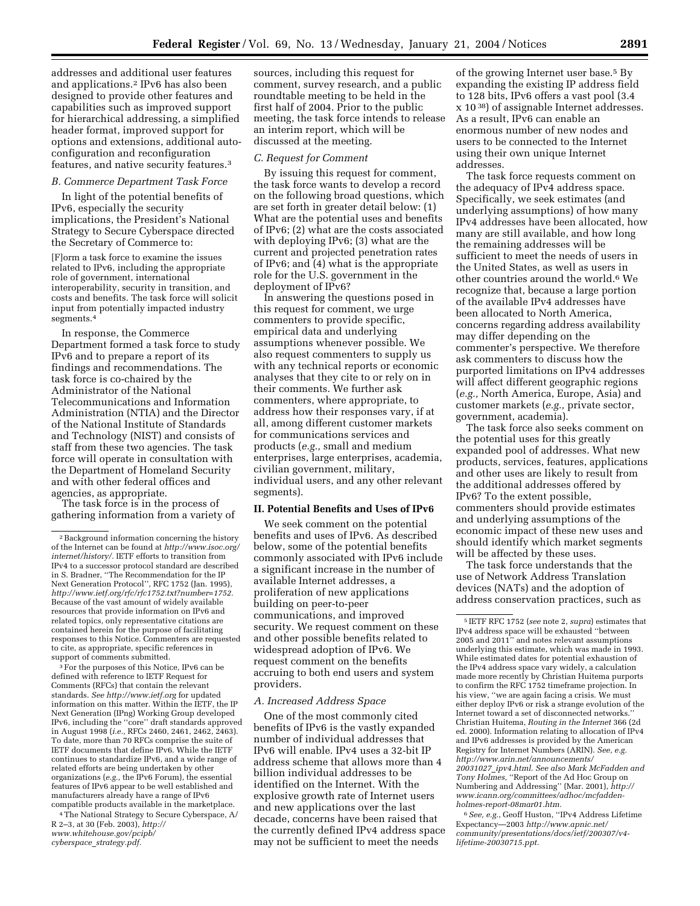addresses and additional user features and applications.[2] IPv6 has also been designed to provide other features and capabilities such as improved support for hierarchical addressing, a simplified header format, improved support for options and extensions, additional auto-configuration and reconfiguration features, and native security features.[3]

### B. Commerce Department Task Force

In light of the potential benefits of IPv6, especially the security implications, the President's National Strategy to Secure Cyberspace directed the Secretary of Commerce to:

> [F]orm a task force to examine the issues related to IPv6, including the appropriate role of government, international interoperability, security in transition, and costs and benefits. The task force will solicit input from potentially impacted industry segments.[4]

In response, the Commerce Department formed a task force to study IPv6 and to prepare a report of its findings and recommendations. The task force is co-chaired by the Administrator of the National Telecommunications and Information Administration (NTIA) and the Director of the National Institute of Standards and Technology (NIST) and consists of staff from these two agencies. The task force will operate in consultation with the Department of Homeland Security and with other federal offices and agencies, as appropriate.

The task force is in the process of gathering information from a variety of sources, including this request for comment, survey research, and a public roundtable meeting to be held in the first half of 2004. Prior to the public meeting, the task force intends to release an interim report, which will be discussed at the meeting.

### C. Request for Comment

By issuing this request for comment, the task force wants to develop a record on the following broad questions, which are set forth in greater detail below: (1) What are the potential uses and benefits of IPv6; (2) what are the costs associated with deploying IPv6; (3) what are the current and projected penetration rates of IPv6; and (4) what is the appropriate role for the U.S. government in the deployment of IPv6?

In answering the questions posed in this request for comment, we urge commenters to provide specific, empirical data and underlying assumptions whenever possible. We also request commenters to supply us with any technical reports or economic analyses that they cite to or rely on in their comments. We further ask commenters, where appropriate, to address how their responses vary, if at all, among different customer markets for communications services and products (*e.g.,* small and medium enterprises, large enterprises, academia, civilian government, military, individual users, and any other relevant segments).

## II. Potential Benefits and Uses of IPv6

We seek comment on the potential benefits and uses of IPv6. As described below, some of the potential benefits commonly associated with IPv6 include a significant increase in the number of available Internet addresses, a proliferation of new applications building on peer-to-peer communications, and improved security. We request comment on these and other possible benefits related to widespread adoption of IPv6. We request comment on the benefits accruing to both end users and system providers.

### A. Increased Address Space

One of the most commonly cited benefits of IPv6 is the vastly expanded number of individual addresses that IPv6 will enable. IPv4 uses a 32-bit IP address scheme that allows more than 4 billion individual addresses to be identified on the Internet. With the explosive growth rate of Internet users and new applications over the last decade, concerns have been raised that the currently defined IPv4 address space may not be sufficient to meet the needs of the growing Internet user base.[5] By expanding the existing IP address field to 128 bits, IPv6 offers a vast pool ($3.4 \times 10^{38}$) of assignable Internet addresses. As a result, IPv6 can enable an enormous number of new nodes and users to be connected to the Internet using their own unique Internet addresses.

The task force requests comment on the adequacy of IPv4 address space. Specifically, we seek estimates (and underlying assumptions) of how many IPv4 addresses have been allocated, how many are still available, and how long the remaining addresses will be sufficient to meet the needs of users in the United States, as well as users in other countries around the world.[6] We recognize that, because a large portion of the available IPv4 addresses have been allocated to North America, concerns regarding address availability may differ depending on the commenter's perspective. We therefore ask commenters to discuss how the purported limitations on IPv4 addresses will affect different geographic regions (*e.g.,* North America, Europe, Asia) and customer markets (*e.g.,* private sector, government, academia).

The task force also seeks comment on the potential uses for this greatly expanded pool of addresses. What new products, services, features, applications and other uses are likely to result from the additional addresses offered by IPv6? To the extent possible, commenters should provide estimates and underlying assumptions of the economic impact of these new uses and should identify which market segments will be affected by these uses.

The task force understands that the use of Network Address Translation devices (NATs) and the adoption of address conservation practices, such as

---

[2] Background information concerning the history of the Internet can be found at *http://www.isoc.org/internet/history/.* IETF efforts to transition from IPv4 to a successor protocol standard are described in S. Bradner, "The Recommendation for the IP Next Generation Protocol", RFC 1752 (Jan. 1995), *http://www.ietf.org/rfc/rfc1752.txt?number=1752.* Because of the vast amount of widely available resources that provide information on IPv6 and related topics, only representative citations are contained herein for the purpose of facilitating responses to this Notice. Commenters are requested to cite, as appropriate, specific references in support of comments submitted.

[3] For the purposes of this Notice, IPv6 can be defined with reference to IETF Request for Comments (RFCs) that contain the relevant standards. *See http://www.ietf.org* for updated information on this matter. Within the IETF, the IP Next Generation (IPng) Working Group developed IPv6, including the "core" draft standards approved in August 1998 (*i.e.,* RFCs 2460, 2461, 2462, 2463). To date, more than 70 RFCs comprise the suite of IETF documents that define IPv6. While the IETF continues to standardize IPv6, and a wide range of related efforts are being undertaken by other organizations (*e.g.,* the IPv6 Forum), the essential features of IPv6 appear to be well established and manufacturers already have a range of IPv6 compatible products available in the marketplace.

[4] The National Strategy to Secure Cyberspace, A/R 2–3, at 30 (Feb. 2003), *http://www.whitehouse.gov/pcipb/cyberspace_strategy.pdf.*

[5] IETF RFC 1752 (*see* note 2, *supra*) estimates that IPv4 address space will be exhausted "between 2005 and 2011" and notes relevant assumptions underlying this estimate, which was made in 1993. While estimated dates for potential exhaustion of the IPv4 address space vary widely, a calculation made more recently by Christian Huitema purports to confirm the RFC 1752 timeframe projection. In his view, "we are again facing a crisis. We must either deploy IPv6 or risk a strange evolution of the Internet toward a set of disconnected networks." Christian Huitema, *Routing in the Internet* 366 (2d ed. 2000). Information relating to allocation of IPv4 and IPv6 addresses is provided by the American Registry for Internet Numbers (ARIN). *See, e.g. http://www.arin.net/announcements/20031027_ipv4.html. See also Mark McFadden and Tony Holmes,* "Report of the Ad Hoc Group on Numbering and Addressing" (Mar. 2001), *http://www.icann.org/committees/adhoc/mcfadden-holmes-report-08mar01.htm.*

[6] *See, e.g.,* Geoff Huston, "IPv4 Address Lifetime Expectancy—2003 *http://www.apnic.net/community/presentations/docs/ietf/200307/v4-lifetime-20030715.ppt.*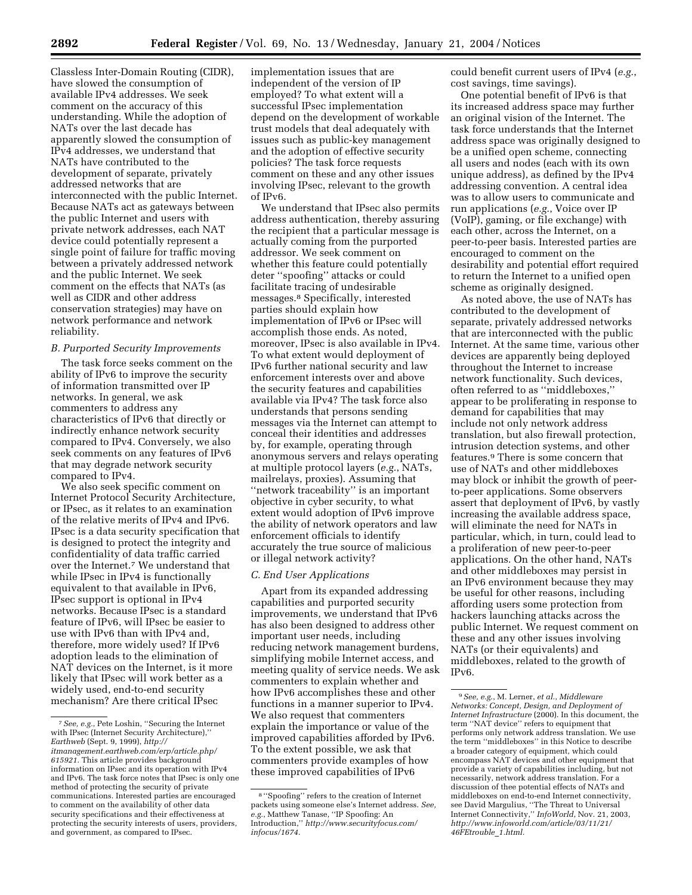Classless Inter-Domain Routing (CIDR), have slowed the consumption of available IPv4 addresses. We seek comment on the accuracy of this understanding. While the adoption of NATs over the last decade has apparently slowed the consumption of IPv4 addresses, we understand that NATs have contributed to the development of separate, privately addressed networks that are interconnected with the public Internet. Because NATs act as gateways between the public Internet and users with private network addresses, each NAT device could potentially represent a single point of failure for traffic moving between a privately addressed network and the public Internet. We seek comment on the effects that NATs (as well as CIDR and other address conservation strategies) may have on network performance and network reliability.

### *B. Purported Security Improvements*

The task force seeks comment on the ability of IPv6 to improve the security of information transmitted over IP networks. In general, we ask commenters to address any characteristics of IPv6 that directly or indirectly enhance network security compared to IPv4. Conversely, we also seek comments on any features of IPv6 that may degrade network security compared to IPv4.

We also seek specific comment on Internet Protocol Security Architecture, or IPsec, as it relates to an examination of the relative merits of IPv4 and IPv6. IPsec is a data security specification that is designed to protect the integrity and confidentiality of data traffic carried over the Internet.[7] We understand that while IPsec in IPv4 is functionally equivalent to that available in IPv6, IPsec support is optional in IPv4 networks. Because IPsec is a standard feature of IPv6, will IPsec be easier to use with IPv6 than with IPv4 and, therefore, more widely used? If IPv6 adoption leads to the elimination of NAT devices on the Internet, is it more likely that IPsec will work better as a widely used, end-to-end security mechanism? Are there critical IPsec implementation issues that are independent of the version of IP employed? To what extent will a successful IPsec implementation depend on the development of workable trust models that deal adequately with issues such as public-key management and the adoption of effective security policies? The task force requests comment on these and any other issues involving IPsec, relevant to the growth of IPv6.

We understand that IPsec also permits address authentication, thereby assuring the recipient that a particular message is actually coming from the purported addressor. We seek comment on whether this feature could potentially deter "spoofing" attacks or could facilitate tracing of undesirable messages.[8] Specifically, interested parties should explain how implementation of IPv6 or IPsec will accomplish those ends. As noted, moreover, IPsec is also available in IPv4. To what extent would deployment of IPv6 further national security and law enforcement interests over and above the security features and capabilities available via IPv4? The task force also understands that persons sending messages via the Internet can attempt to conceal their identities and addresses by, for example, operating through anonymous servers and relays operating at multiple protocol layers (*e.g.*, NATs, mailrelays, proxies). Assuming that "network traceability" is an important objective in cyber security, to what extent would adoption of IPv6 improve the ability of network operators and law enforcement officials to identify accurately the true source of malicious or illegal network activity?

### *C. End User Applications*

Apart from its expanded addressing capabilities and purported security improvements, we understand that IPv6 has also been designed to address other important user needs, including reducing network management burdens, simplifying mobile Internet access, and meeting quality of service needs. We ask commenters to explain whether and how IPv6 accomplishes these and other functions in a manner superior to IPv4. We also request that commenters explain the importance or value of the improved capabilities afforded by IPv6. To the extent possible, we ask that commenters provide examples of how these improved capabilities of IPv6 could benefit current users of IPv4 (*e.g.*, cost savings, time savings).

One potential benefit of IPv6 is that its increased address space may further an original vision of the Internet. The task force understands that the Internet address space was originally designed to be a unified open scheme, connecting all users and nodes (each with its own unique address), as defined by the IPv4 addressing convention. A central idea was to allow users to communicate and run applications (*e.g.*, Voice over IP (VoIP), gaming, or file exchange) with each other, across the Internet, on a peer-to-peer basis. Interested parties are encouraged to comment on the desirability and potential effort required to return the Internet to a unified open scheme as originally designed.

As noted above, the use of NATs has contributed to the development of separate, privately addressed networks that are interconnected with the public Internet. At the same time, various other devices are apparently being deployed throughout the Internet to increase network functionality. Such devices, often referred to as "middleboxes," appear to be proliferating in response to demand for capabilities that may include not only network address translation, but also firewall protection, intrusion detection systems, and other features.[9] There is some concern that use of NATs and other middleboxes may block or inhibit the growth of peer-to-peer applications. Some observers assert that deployment of IPv6, by vastly increasing the available address space, will eliminate the need for NATs in particular, which, in turn, could lead to a proliferation of new peer-to-peer applications. On the other hand, NATs and other middleboxes may persist in an IPv6 environment because they may be useful for other reasons, including affording users some protection from hackers launching attacks across the public Internet. We request comment on these and any other issues involving NATs (or their equivalents) and middleboxes, related to the growth of IPv6.

---

[7] *See, e.g.*, Pete Loshin, "Securing the Internet with IPsec (Internet Security Architecture)," *Earthweb* (Sept. 9, 1999), *http://itmanagement.earthweb.com/erp/article.php/615921*. This article provides background information on IPsec and its operation with IPv4 and IPv6. The task force notes that IPsec is only one method of protecting the security of private communications. Interested parties are encouraged to comment on the availability of other data security specifications and their effectiveness at protecting the security interests of users, providers, and government, as compared to IPsec.

[8] "Spoofing" refers to the creation of Internet packets using someone else's Internet address. *See, e.g.*, Matthew Tanase, "IP Spoofing: An Introduction," *http://www.securityfocus.com/infocus/1674*.

[9] *See, e.g.*, M. Lerner, *et al.*, *Middleware Networks: Concept, Design, and Deployment of Internet Infrastructure* (2000). In this document, the term "NAT device" refers to equipment that performs only network address translation. We use the term "middleboxes" in this Notice to describe a broader category of equipment, which could encompass NAT devices and other equipment that provide a variety of capabilities including, but not necessarily, network address translation. For a discussion of thee potential effects of NATs and middleboxes on end-to-end Internet connectivity, see David Margulius, "The Threat to Universal Internet Connectivity," *InfoWorld*, Nov. 21, 2003, *http://www.infoworld.com/article/03/11/21/46FEtrouble_1.html*.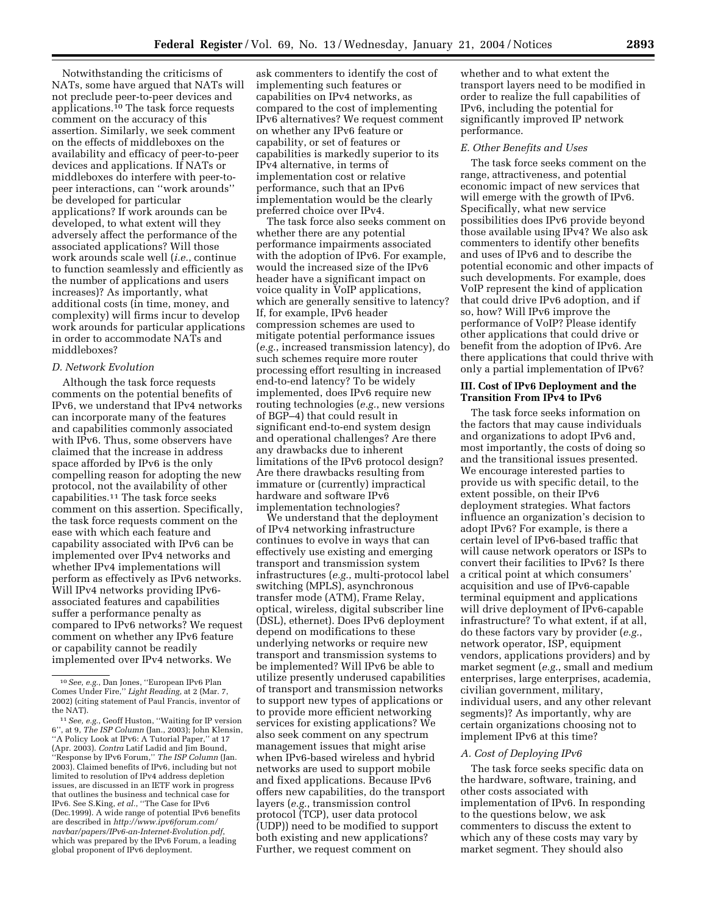Notwithstanding the criticisms of NATs, some have argued that NATs will not preclude peer-to-peer devices and applications.[10] The task force requests comment on the accuracy of this assertion. Similarly, we seek comment on the effects of middleboxes on the availability and efficacy of peer-to-peer devices and applications. If NATs or middleboxes do interfere with peer-to-peer interactions, can ''work arounds'' be developed for particular applications? If work arounds can be developed, to what extent will they adversely affect the performance of the associated applications? Will those work arounds scale well (*i.e.*, continue to function seamlessly and efficiently as the number of applications and users increases)? As importantly, what additional costs (in time, money, and complexity) will firms incur to develop work arounds for particular applications in order to accommodate NATs and middleboxes?

### *D. Network Evolution*

Although the task force requests comments on the potential benefits of IPv6, we understand that IPv4 networks can incorporate many of the features and capabilities commonly associated with IPv6. Thus, some observers have claimed that the increase in address space afforded by IPv6 is the only compelling reason for adopting the new protocol, not the availability of other capabilities.[11] The task force seeks comment on this assertion. Specifically, the task force requests comment on the ease with which each feature and capability associated with IPv6 can be implemented over IPv4 networks and whether IPv4 implementations will perform as effectively as IPv6 networks. Will IPv4 networks providing IPv6-associated features and capabilities suffer a performance penalty as compared to IPv6 networks? We request comment on whether any IPv6 feature or capability cannot be readily implemented over IPv4 networks. We ask commenters to identify the cost of implementing such features or capabilities on IPv4 networks, as compared to the cost of implementing IPv6 alternatives? We request comment on whether any IPv6 feature or capability, or set of features or capabilities is markedly superior to its IPv4 alternative, in terms of implementation cost or relative performance, such that an IPv6 implementation would be the clearly preferred choice over IPv4.

The task force also seeks comment on whether there are any potential performance impairments associated with the adoption of IPv6. For example, would the increased size of the IPv6 header have a significant impact on voice quality in VoIP applications, which are generally sensitive to latency? If, for example, IPv6 header compression schemes are used to mitigate potential performance issues (*e.g.*, increased transmission latency), do such schemes require more router processing effort resulting in increased end-to-end latency? To be widely implemented, does IPv6 require new routing technologies (*e.g.*, new versions of BGP–4) that could result in significant end-to-end system design and operational challenges? Are there any drawbacks due to inherent limitations of the IPv6 protocol design? Are there drawbacks resulting from immature or (currently) impractical hardware and software IPv6 implementation technologies?

We understand that the deployment of IPv4 networking infrastructure continues to evolve in ways that can effectively use existing and emerging transport and transmission system infrastructures (*e.g.*, multi-protocol label switching (MPLS), asynchronous transfer mode (ATM), Frame Relay, optical, wireless, digital subscriber line (DSL), ethernet). Does IPv6 deployment depend on modifications to these underlying networks or require new transport and transmission systems to be implemented? Will IPv6 be able to utilize presently underused capabilities of transport and transmission networks to support new types of applications or to provide more efficient networking services for existing applications? We also seek comment on any spectrum management issues that might arise when IPv6-based wireless and hybrid networks are used to support mobile and fixed applications. Because IPv6 offers new capabilities, do the transport layers (*e.g.*, transmission control protocol (TCP), user data protocol (UDP)) need to be modified to support both existing and new applications? Further, we request comment on whether and to what extent the transport layers need to be modified in order to realize the full capabilities of IPv6, including the potential for significantly improved IP network performance.

### *E. Other Benefits and Uses*

The task force seeks comment on the range, attractiveness, and potential economic impact of new services that will emerge with the growth of IPv6. Specifically, what new service possibilities does IPv6 provide beyond those available using IPv4? We also ask commenters to identify other benefits and uses of IPv6 and to describe the potential economic and other impacts of such developments. For example, does VoIP represent the kind of application that could drive IPv6 adoption, and if so, how? Will IPv6 improve the performance of VoIP? Please identify other applications that could drive or benefit from the adoption of IPv6. Are there applications that could thrive with only a partial implementation of IPv6?

## III. Cost of IPv6 Deployment and the Transition From IPv4 to IPv6

The task force seeks information on the factors that may cause individuals and organizations to adopt IPv6 and, most importantly, the costs of doing so and the transitional issues presented. We encourage interested parties to provide us with specific detail, to the extent possible, on their IPv6 deployment strategies. What factors influence an organization's decision to adopt IPv6? For example, is there a certain level of IPv6-based traffic that will cause network operators or ISPs to convert their facilities to IPv6? Is there a critical point at which consumers' acquisition and use of IPv6-capable terminal equipment and applications will drive deployment of IPv6-capable infrastructure? To what extent, if at all, do these factors vary by provider (*e.g.*, network operator, ISP, equipment vendors, applications providers) and by market segment (*e.g.*, small and medium enterprises, large enterprises, academia, civilian government, military, individual users, and any other relevant segments)? As importantly, why are certain organizations choosing not to implement IPv6 at this time?

### *A. Cost of Deploying IPv6*

The task force seeks specific data on the hardware, software, training, and other costs associated with implementation of IPv6. In responding to the questions below, we ask commenters to discuss the extent to which any of these costs may vary by market segment. They should also

---

[10] *See, e.g.*, Dan Jones, ''European IPv6 Plan Comes Under Fire,'' *Light Reading*, at 2 (Mar. 7, 2002) (citing statement of Paul Francis, inventor of the NAT).

[11] *See, e.g.*, Geoff Huston, ''Waiting for IP version 6'', at 9, *The ISP Column* (Jan., 2003); John Klensin, ''A Policy Look at IPv6: A Tutorial Paper,'' at 17 (Apr. 2003). *Contra* Latif Ladid and Jim Bound, ''Response by IPv6 Forum,'' *The ISP Column* (Jan. 2003). Claimed benefits of IPv6, including but not limited to resolution of IPv4 address depletion issues, are discussed in an IETF work in progress that outlines the business and technical case for IPv6. See S.King, *et al.*, ''The Case for IPv6 (Dec.1999). A wide range of potential IPv6 benefits are described in *http://www.ipv6forum.com/navbar/papers/IPv6-an-Internet-Evolution.pdf*, which was prepared by the IPv6 Forum, a leading global proponent of IPv6 deployment.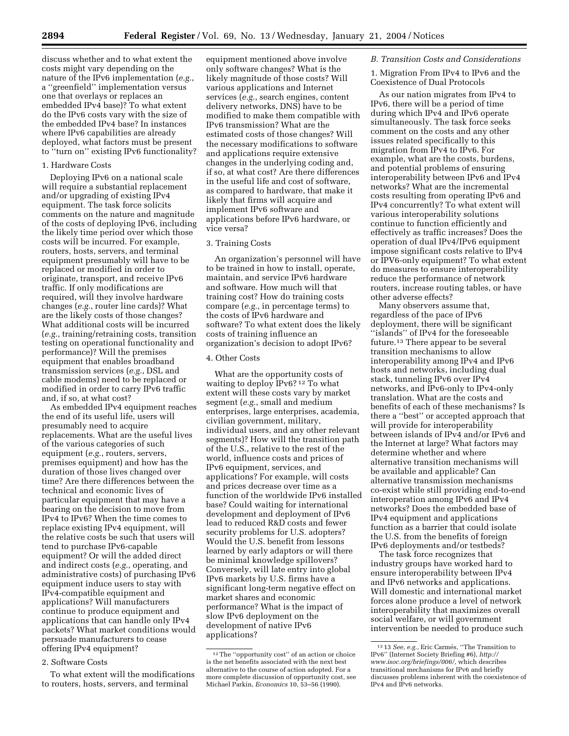discuss whether and to what extent the costs might vary depending on the nature of the IPv6 implementation (*e.g.*, a ''greenfield'' implementation versus one that overlays or replaces an embedded IPv4 base)? To what extent do the IPv6 costs vary with the size of the embedded IPv4 base? In instances where IPv6 capabilities are already deployed, what factors must be present to ''turn on'' existing IPv6 functionality?

1. Hardware Costs

Deploying IPv6 on a national scale will require a substantial replacement and/or upgrading of existing IPv4 equipment. The task force solicits comments on the nature and magnitude of the costs of deploying IPv6, including the likely time period over which those costs will be incurred. For example, routers, hosts, servers, and terminal equipment presumably will have to be replaced or modified in order to originate, transport, and receive IPv6 traffic. If only modifications are required, will they involve hardware changes (*e.g.*, router line cards)? What are the likely costs of those changes? What additional costs will be incurred (*e.g.*, training/retraining costs, transition testing on operational functionality and performance)? Will the premises equipment that enables broadband transmission services (*e.g.*, DSL and cable modems) need to be replaced or modified in order to carry IPv6 traffic and, if so, at what cost?

As embedded IPv4 equipment reaches the end of its useful life, users will presumably need to acquire replacements. What are the useful lives of the various categories of such equipment (*e.g.*, routers, servers, premises equipment) and how has the duration of those lives changed over time? Are there differences between the technical and economic lives of particular equipment that may have a bearing on the decision to move from IPv4 to IPv6? When the time comes to replace existing IPv4 equipment, will the relative costs be such that users will tend to purchase IPv6-capable equipment? Or will the added direct and indirect costs (*e.g.*, operating, and administrative costs) of purchasing IPv6 equipment induce users to stay with IPv4-compatible equipment and applications? Will manufacturers continue to produce equipment and applications that can handle only IPv4 packets? What market conditions would persuade manufacturers to cease offering IPv4 equipment?

2. Software Costs

To what extent will the modifications to routers, hosts, servers, and terminal equipment mentioned above involve only software changes? What is the likely magnitude of those costs? Will various applications and Internet services (*e.g.*, search engines, content delivery networks, DNS) have to be modified to make them compatible with IPv6 transmission? What are the estimated costs of those changes? Will the necessary modifications to software and applications require extensive changes in the underlying coding and, if so, at what cost? Are there differences in the useful life and cost of software, as compared to hardware, that make it likely that firms will acquire and implement IPv6 software and applications before IPv6 hardware, or vice versa?

3. Training Costs

An organization's personnel will have to be trained in how to install, operate, maintain, and service IPv6 hardware and software. How much will that training cost? How do training costs compare (*e.g.*, in percentage terms) to the costs of IPv6 hardware and software? To what extent does the likely costs of training influence an organization's decision to adopt IPv6?

4. Other Costs

What are the opportunity costs of waiting to deploy IPv6?[12] To what extent will these costs vary by market segment (*e.g.*, small and medium enterprises, large enterprises, academia, civilian government, military, individual users, and any other relevant segments)? How will the transition path of the U.S., relative to the rest of the world, influence costs and prices of IPv6 equipment, services, and applications? For example, will costs and prices decrease over time as a function of the worldwide IPv6 installed base? Could waiting for international development and deployment of IPv6 lead to reduced R&D costs and fewer security problems for U.S. adopters? Would the U.S. benefit from lessons learned by early adaptors or will there be minimal knowledge spillovers? Conversely, will late entry into global IPv6 markets by U.S. firms have a significant long-term negative effect on market shares and economic performance? What is the impact of slow IPv6 deployment on the development of native IPv6 applications?

### B. Transition Costs and Considerations

1. Migration From IPv4 to IPv6 and the Coexistence of Dual Protocols

As our nation migrates from IPv4 to IPv6, there will be a period of time during which IPv4 and IPv6 operate simultaneously. The task force seeks comment on the costs and any other issues related specifically to this migration from IPv4 to IPv6. For example, what are the costs, burdens, and potential problems of ensuring interoperability between IPv6 and IPv4 networks? What are the incremental costs resulting from operating IPv6 and IPv4 concurrently? To what extent will various interoperability solutions continue to function efficiently and effectively as traffic increases? Does the operation of dual IPv4/IPv6 equipment impose significant costs relative to IPv4 or IPV6-only equipment? To what extent do measures to ensure interoperability reduce the performance of network routers, increase routing tables, or have other adverse effects?

Many observers assume that, regardless of the pace of IPv6 deployment, there will be significant ''islands'' of IPv4 for the foreseeable future.[13] There appear to be several transition mechanisms to allow interoperability among IPv4 and IPv6 hosts and networks, including dual stack, tunneling IPv6 over IPv4 networks, and IPv6-only to IPv4-only translation. What are the costs and benefits of each of these mechanisms? Is there a ''best'' or accepted approach that will provide for interoperability between islands of IPv4 and/or IPv6 and the Internet at large? What factors may determine whether and where alternative transition mechanisms will be available and applicable? Can alternative transmission mechanisms co-exist while still providing end-to-end interoperation among IPv6 and IPv4 networks? Does the embedded base of IPv4 equipment and applications function as a barrier that could isolate the U.S. from the benefits of foreign IPv6 deployments and/or testbeds?

The task force recognizes that industry groups have worked hard to ensure interoperability between IPv4 and IPv6 networks and applications. Will domestic and international market forces alone produce a level of network interoperability that maximizes overall social welfare, or will government intervention be needed to produce such

---

[12] The ''opportunity cost'' of an action or choice is the net benefits associated with the next best alternative to the course of action adopted. For a more complete discussion of opportunity cost, see Michael Parkin, *Economics* 10, 53–56 (1990).

[13] 13 *See, e.g.*, Eric Carmés, ''The Transition to IPv6'' (Internet Society Briefing #6), *http://www.isoc.org/briefings/006/*, which describes transitional mechanisms for IPv6 and briefly discusses problems inherent with the coexistence of IPv4 and IPv6 networks.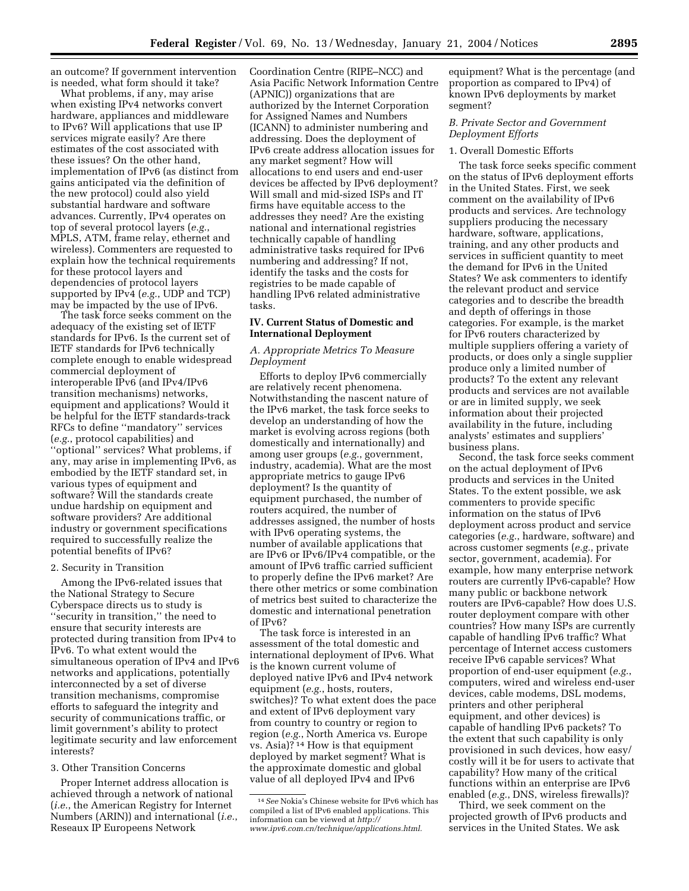an outcome? If government intervention is needed, what form should it take?

What problems, if any, may arise when existing IPv4 networks convert hardware, appliances and middleware to IPv6? Will applications that use IP services migrate easily? Are there estimates of the cost associated with these issues? On the other hand, implementation of IPv6 (as distinct from gains anticipated via the definition of the new protocol) could also yield substantial hardware and software advances. Currently, IPv4 operates on top of several protocol layers (*e.g.*, MPLS, ATM, frame relay, ethernet and wireless). Commenters are requested to explain how the technical requirements for these protocol layers and dependencies of protocol layers supported by IPv4 (*e.g.*, UDP and TCP) may be impacted by the use of IPv6.

The task force seeks comment on the adequacy of the existing set of IETF standards for IPv6. Is the current set of IETF standards for IPv6 technically complete enough to enable widespread commercial deployment of interoperable IPv6 (and IPv4/IPv6 transition mechanisms) networks, equipment and applications? Would it be helpful for the IETF standards-track RFCs to define ''mandatory'' services (*e.g.*, protocol capabilities) and ''optional'' services? What problems, if any, may arise in implementing IPv6, as embodied by the IETF standard set, in various types of equipment and software? Will the standards create undue hardship on equipment and software providers? Are additional industry or government specifications required to successfully realize the potential benefits of IPv6?

2. Security in Transition

Among the IPv6-related issues that the National Strategy to Secure Cyberspace directs us to study is ''security in transition,'' the need to ensure that security interests are protected during transition from IPv4 to IPv6. To what extent would the simultaneous operation of IPv4 and IPv6 networks and applications, potentially interconnected by a set of diverse transition mechanisms, compromise efforts to safeguard the integrity and security of communications traffic, or limit government's ability to protect legitimate security and law enforcement interests?

3. Other Transition Concerns

Proper Internet address allocation is achieved through a network of national (*i.e.*, the American Registry for Internet Numbers (ARIN)) and international (*i.e.*, Reseaux IP Europeens Network Coordination Centre (RIPE–NCC) and Asia Pacific Network Information Centre (APNIC)) organizations that are authorized by the Internet Corporation for Assigned Names and Numbers (ICANN) to administer numbering and addressing. Does the deployment of IPv6 create address allocation issues for any market segment? How will allocations to end users and end-user devices be affected by IPv6 deployment? Will small and mid-sized ISPs and IT firms have equitable access to the addresses they need? Are the existing national and international registries technically capable of handling administrative tasks required for IPv6 numbering and addressing? If not, identify the tasks and the costs for registries to be made capable of handling IPv6 related administrative tasks.

## IV. Current Status of Domestic and International Deployment

### *A. Appropriate Metrics To Measure Deployment*

Efforts to deploy IPv6 commercially are relatively recent phenomena. Notwithstanding the nascent nature of the IPv6 market, the task force seeks to develop an understanding of how the market is evolving across regions (both domestically and internationally) and among user groups (*e.g.*, government, industry, academia). What are the most appropriate metrics to gauge IPv6 deployment? Is the quantity of equipment purchased, the number of routers acquired, the number of addresses assigned, the number of hosts with IPv6 operating systems, the number of available applications that are IPv6 or IPv6/IPv4 compatible, or the amount of IPv6 traffic carried sufficient to properly define the IPv6 market? Are there other metrics or some combination of metrics best suited to characterize the domestic and international penetration of IPv6?

The task force is interested in an assessment of the total domestic and international deployment of IPv6. What is the known current volume of deployed native IPv6 and IPv4 network equipment (*e.g.*, hosts, routers, switches)? To what extent does the pace and extent of IPv6 deployment vary from country to country or region to region (*e.g.*, North America vs. Europe vs. Asia)? [14] How is that equipment deployed by market segment? What is the approximate domestic and global value of all deployed IPv4 and IPv6 equipment? What is the percentage (and proportion as compared to IPv4) of known IPv6 deployments by market segment?

### *B. Private Sector and Government Deployment Efforts*

1. Overall Domestic Efforts

The task force seeks specific comment on the status of IPv6 deployment efforts in the United States. First, we seek comment on the availability of IPv6 products and services. Are technology suppliers producing the necessary hardware, software, applications, training, and any other products and services in sufficient quantity to meet the demand for IPv6 in the United States? We ask commenters to identify the relevant product and service categories and to describe the breadth and depth of offerings in those categories. For example, is the market for IPv6 routers characterized by multiple suppliers offering a variety of products, or does only a single supplier produce only a limited number of products? To the extent any relevant products and services are not available or are in limited supply, we seek information about their projected availability in the future, including analysts' estimates and suppliers' business plans.

Second, the task force seeks comment on the actual deployment of IPv6 products and services in the United States. To the extent possible, we ask commenters to provide specific information on the status of IPv6 deployment across product and service categories (*e.g.*, hardware, software) and across customer segments (*e.g.*, private sector, government, academia). For example, how many enterprise network routers are currently IPv6-capable? How many public or backbone network routers are IPv6-capable? How does U.S. router deployment compare with other countries? How many ISPs are currently capable of handling IPv6 traffic? What percentage of Internet access customers receive IPv6 capable services? What proportion of end-user equipment (*e.g.*, computers, wired and wireless end-user devices, cable modems, DSL modems, printers and other peripheral equipment, and other devices) is capable of handling IPv6 packets? To the extent that such capability is only provisioned in such devices, how easy/costly will it be for users to activate that capability? How many of the critical functions within an enterprise are IPv6 enabled (*e.g.*, DNS, wireless firewalls)?

Third, we seek comment on the projected growth of IPv6 products and services in the United States. We ask

---

[14] *See* Nokia's Chinese website for IPv6 which has compiled a list of IPv6 enabled applications. This information can be viewed at *http://www.ipv6.com.cn/technique/applications.html.*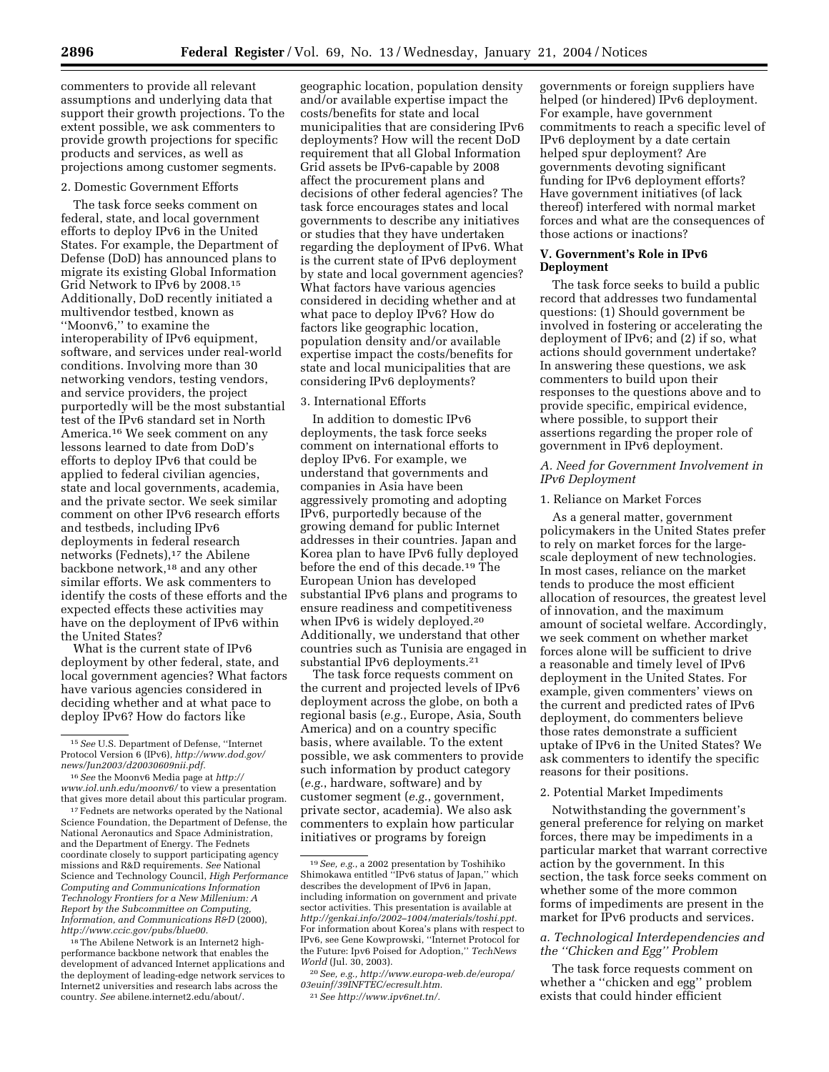commenters to provide all relevant assumptions and underlying data that support their growth projections. To the extent possible, we ask commenters to provide growth projections for specific products and services, as well as projections among customer segments.

2. Domestic Government Efforts

The task force seeks comment on federal, state, and local government efforts to deploy IPv6 in the United States. For example, the Department of Defense (DoD) has announced plans to migrate its existing Global Information Grid Network to IPv6 by 2008.[15] Additionally, DoD recently initiated a multivendor testbed, known as ''Moonv6,'' to examine the interoperability of IPv6 equipment, software, and services under real-world conditions. Involving more than 30 networking vendors, testing vendors, and service providers, the project purportedly will be the most substantial test of the IPv6 standard set in North America.[16] We seek comment on any lessons learned to date from DoD's efforts to deploy IPv6 that could be applied to federal civilian agencies, state and local governments, academia, and the private sector. We seek similar comment on other IPv6 research efforts and testbeds, including IPv6 deployments in federal research networks (Fednets),[17] the Abilene backbone network,[18] and any other similar efforts. We ask commenters to identify the costs of these efforts and the expected effects these activities may have on the deployment of IPv6 within the United States?

What is the current state of IPv6 deployment by other federal, state, and local government agencies? What factors have various agencies considered in deciding whether and at what pace to deploy IPv6? How do factors like geographic location, population density and/or available expertise impact the costs/benefits for state and local municipalities that are considering IPv6 deployments? How will the recent DoD requirement that all Global Information Grid assets be IPv6-capable by 2008 affect the procurement plans and decisions of other federal agencies? The task force encourages states and local governments to describe any initiatives or studies that they have undertaken regarding the deployment of IPv6. What is the current state of IPv6 deployment by state and local government agencies? What factors have various agencies considered in deciding whether and at what pace to deploy IPv6? How do factors like geographic location, population density and/or available expertise impact the costs/benefits for state and local municipalities that are considering IPv6 deployments?

3. International Efforts

In addition to domestic IPv6 deployments, the task force seeks comment on international efforts to deploy IPv6. For example, we understand that governments and companies in Asia have been aggressively promoting and adopting IPv6, purportedly because of the growing demand for public Internet addresses in their countries. Japan and Korea plan to have IPv6 fully deployed before the end of this decade.[19] The European Union has developed substantial IPv6 plans and programs to ensure readiness and competitiveness when IPv6 is widely deployed.[20] Additionally, we understand that other countries such as Tunisia are engaged in substantial IPv6 deployments.[21]

The task force requests comment on the current and projected levels of IPv6 deployment across the globe, on both a regional basis (*e.g.*, Europe, Asia, South America) and on a country specific basis, where available. To the extent possible, we ask commenters to provide such information by product category (*e.g.*, hardware, software) and by customer segment (*e.g.*, government, private sector, academia). We also ask commenters to explain how particular initiatives or programs by foreign governments or foreign suppliers have helped (or hindered) IPv6 deployment. For example, have government commitments to reach a specific level of IPv6 deployment by a date certain helped spur deployment? Are governments devoting significant funding for IPv6 deployment efforts? Have government initiatives (of lack thereof) interfered with normal market forces and what are the consequences of those actions or inactions?

## V. Government's Role in IPv6 Deployment

The task force seeks to build a public record that addresses two fundamental questions: (1) Should government be involved in fostering or accelerating the deployment of IPv6; and (2) if so, what actions should government undertake? In answering these questions, we ask commenters to build upon their responses to the questions above and to provide specific, empirical evidence, where possible, to support their assertions regarding the proper role of government in IPv6 deployment.

### *A. Need for Government Involvement in IPv6 Deployment*

1. Reliance on Market Forces

As a general matter, government policymakers in the United States prefer to rely on market forces for the large-scale deployment of new technologies. In most cases, reliance on the market tends to produce the most efficient allocation of resources, the greatest level of innovation, and the maximum amount of societal welfare. Accordingly, we seek comment on whether market forces alone will be sufficient to drive a reasonable and timely level of IPv6 deployment in the United States. For example, given commenters' views on the current and predicted rates of IPv6 deployment, do commenters believe those rates demonstrate a sufficient uptake of IPv6 in the United States? We ask commenters to identify the specific reasons for their positions.

2. Potential Market Impediments

Notwithstanding the government's general preference for relying on market forces, there may be impediments in a particular market that warrant corrective action by the government. In this section, the task force seeks comment on whether some of the more common forms of impediments are present in the market for IPv6 products and services.

#### *a. Technological Interdependencies and the ''Chicken and Egg'' Problem*

The task force requests comment on whether a ''chicken and egg'' problem exists that could hinder efficient

---

[15] *See* U.S. Department of Defense, ''Internet Protocol Version 6 (IPv6), *http://www.dod.gov/news/Jun2003/d20030609nii.pdf*.

[16] *See* the Moonv6 Media page at *http://www.iol.unh.edu/moonv6/* to view a presentation that gives more detail about this particular program.

[17] Fednets are networks operated by the National Science Foundation, the Department of Defense, the National Aeronautics and Space Administration, and the Department of Energy. The Fednets coordinate closely to support participating agency missions and R&D requirements. *See* National Science and Technology Council, *High Performance Computing and Communications Information Technology Frontiers for a New Millenium: A Report by the Subcommittee on Computing, Information, and Communications R&D* (2000), *http://www.ccic.gov/pubs/blue00*.

[18] The Abilene Network is an Internet2 high-performance backbone network that enables the development of advanced Internet applications and the deployment of leading-edge network services to Internet2 universities and research labs across the country. *See* abilene.internet2.edu/about/.

[19] *See, e.g.*, a 2002 presentation by Toshihiko Shimokawa entitled ''IPv6 status of Japan,'' which describes the development of IPv6 in Japan, including information on government and private sector activities. This presentation is available at *http://genkai.info/2002–1004/materials/toshi.ppt*. For information about Korea's plans with respect to IPv6, see Gene Kowprowski, ''Internet Protocol for the Future: Ipv6 Poised for Adoption,'' *TechNews World* (Jul. 30, 2003).

[20] *See, e.g., http://www.europa-web.de/europa/03euinf/39INFTEC/ecresult.htm*.

[21] *See http://www.ipv6net.tn/*.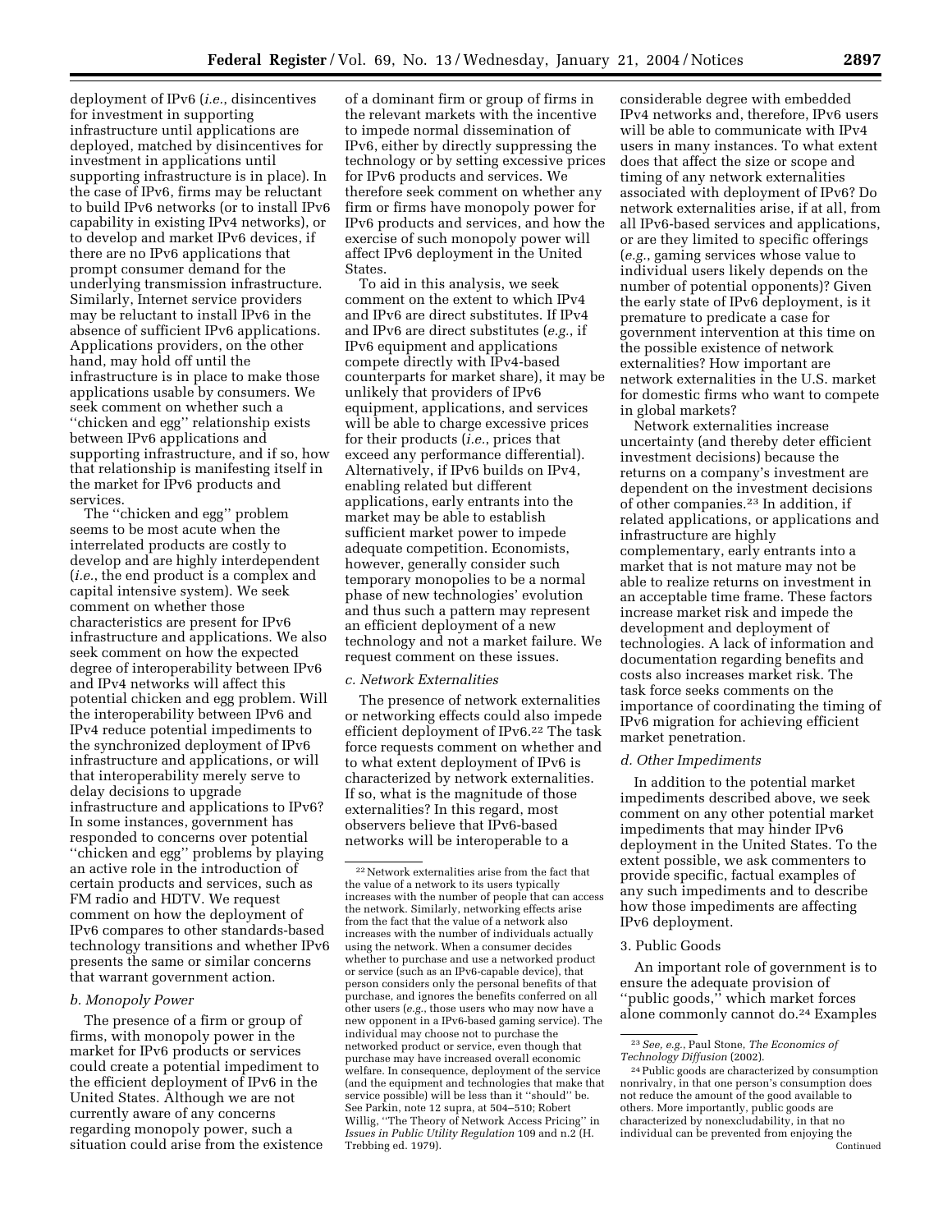deployment of IPv6 (*i.e.*, disincentives for investment in supporting infrastructure until applications are deployed, matched by disincentives for investment in applications until supporting infrastructure is in place). In the case of IPv6, firms may be reluctant to build IPv6 networks (or to install IPv6 capability in existing IPv4 networks), or to develop and market IPv6 devices, if there are no IPv6 applications that prompt consumer demand for the underlying transmission infrastructure. Similarly, Internet service providers may be reluctant to install IPv6 in the absence of sufficient IPv6 applications. Applications providers, on the other hand, may hold off until the infrastructure is in place to make those applications usable by consumers. We seek comment on whether such a ''chicken and egg'' relationship exists between IPv6 applications and supporting infrastructure, and if so, how that relationship is manifesting itself in the market for IPv6 products and services.

The ''chicken and egg'' problem seems to be most acute when the interrelated products are costly to develop and are highly interdependent (*i.e.*, the end product is a complex and capital intensive system). We seek comment on whether those characteristics are present for IPv6 infrastructure and applications. We also seek comment on how the expected degree of interoperability between IPv6 and IPv4 networks will affect this potential chicken and egg problem. Will the interoperability between IPv6 and IPv4 reduce potential impediments to the synchronized deployment of IPv6 infrastructure and applications, or will that interoperability merely serve to delay decisions to upgrade infrastructure and applications to IPv6? In some instances, government has responded to concerns over potential ''chicken and egg'' problems by playing an active role in the introduction of certain products and services, such as FM radio and HDTV. We request comment on how the deployment of IPv6 compares to other standards-based technology transitions and whether IPv6 presents the same or similar concerns that warrant government action.

*b. Monopoly Power*

The presence of a firm or group of firms, with monopoly power in the market for IPv6 products or services could create a potential impediment to the efficient deployment of IPv6 in the United States. Although we are not currently aware of any concerns regarding monopoly power, such a situation could arise from the existence of a dominant firm or group of firms in the relevant markets with the incentive to impede normal dissemination of IPv6, either by directly suppressing the technology or by setting excessive prices for IPv6 products and services. We therefore seek comment on whether any firm or firms have monopoly power for IPv6 products and services, and how the exercise of such monopoly power will affect IPv6 deployment in the United States.

To aid in this analysis, we seek comment on the extent to which IPv4 and IPv6 are direct substitutes. If IPv4 and IPv6 are direct substitutes (*e.g.*, if IPv6 equipment and applications compete directly with IPv4-based counterparts for market share), it may be unlikely that providers of IPv6 equipment, applications, and services will be able to charge excessive prices for their products (*i.e.*, prices that exceed any performance differential). Alternatively, if IPv6 builds on IPv4, enabling related but different applications, early entrants into the market may be able to establish sufficient market power to impede adequate competition. Economists, however, generally consider such temporary monopolies to be a normal phase of new technologies' evolution and thus such a pattern may represent an efficient deployment of a new technology and not a market failure. We request comment on these issues.

*c. Network Externalities*

The presence of network externalities or networking effects could also impede efficient deployment of IPv6.[22] The task force requests comment on whether and to what extent deployment of IPv6 is characterized by network externalities. If so, what is the magnitude of those externalities? In this regard, most observers believe that IPv6-based networks will be interoperable to a considerable degree with embedded IPv4 networks and, therefore, IPv6 users will be able to communicate with IPv4 users in many instances. To what extent does that affect the size or scope and timing of any network externalities associated with deployment of IPv6? Do network externalities arise, if at all, from all IPv6-based services and applications, or are they limited to specific offerings (*e.g.*, gaming services whose value to individual users likely depends on the number of potential opponents)? Given the early state of IPv6 deployment, is it premature to predicate a case for government intervention at this time on the possible existence of network externalities? How important are network externalities in the U.S. market for domestic firms who want to compete in global markets?

Network externalities increase uncertainty (and thereby deter efficient investment decisions) because the returns on a company's investment are dependent on the investment decisions of other companies.[23] In addition, if related applications, or applications and infrastructure are highly complementary, early entrants into a market that is not mature may not be able to realize returns on investment in an acceptable time frame. These factors increase market risk and impede the development and deployment of technologies. A lack of information and documentation regarding benefits and costs also increases market risk. The task force seeks comments on the importance of coordinating the timing of IPv6 migration for achieving efficient market penetration.

*d. Other Impediments*

In addition to the potential market impediments described above, we seek comment on any other potential market impediments that may hinder IPv6 deployment in the United States. To the extent possible, we ask commenters to provide specific, factual examples of any such impediments and to describe how those impediments are affecting IPv6 deployment.

3. Public Goods

An important role of government is to ensure the adequate provision of ''public goods,'' which market forces alone commonly cannot do.[24] Examples

---

[22] Network externalities arise from the fact that the value of a network to its users typically increases with the number of people that can access the network. Similarly, networking effects arise from the fact that the value of a network also increases with the number of individuals actually using the network. When a consumer decides whether to purchase and use a networked product or service (such as an IPv6-capable device), that person considers only the personal benefits of that purchase, and ignores the benefits conferred on all other users (*e.g.*, those users who may now have a new opponent in a IPv6-based gaming service). The individual may choose not to purchase the networked product or service, even though that purchase may have increased overall economic welfare. In consequence, deployment of the service (and the equipment and technologies that make that service possible) will be less than it ''should'' be. See Parkin, note 12 supra, at 504–510; Robert Willig, ''The Theory of Network Access Pricing'' in *Issues in Public Utility Regulation* 109 and n.2 (H. Trebbing ed. 1979).

[23] *See, e.g.*, Paul Stone, *The Economics of Technology Diffusion* (2002).

[24] Public goods are characterized by consumption nonrivalry, in that one person's consumption does not reduce the amount of the good available to others. More importantly, public goods are characterized by nonexcludability, in that no individual can be prevented from enjoying the

Continued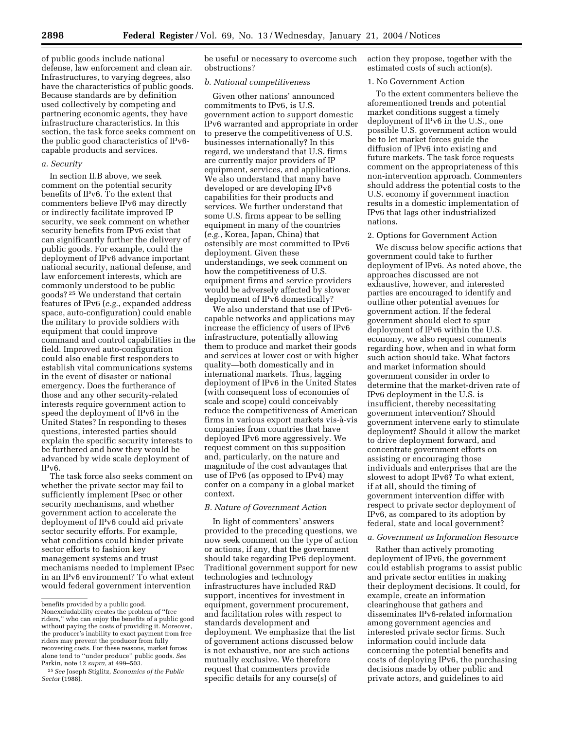of public goods include national defense, law enforcement and clean air. Infrastructures, to varying degrees, also have the characteristics of public goods. Because standards are by definition used collectively by competing and partnering economic agents, they have infrastructure characteristics. In this section, the task force seeks comment on the public good characteristics of IPv6-capable products and services.

*a. Security*

In section II.B above, we seek comment on the potential security benefits of IPv6. To the extent that commenters believe IPv6 may directly or indirectly facilitate improved IP security, we seek comment on whether security benefits from IPv6 exist that can significantly further the delivery of public goods. For example, could the deployment of IPv6 advance important national security, national defense, and law enforcement interests, which are commonly understood to be public goods? [25] We understand that certain features of IPv6 (*e.g.*, expanded address space, auto-configuration) could enable the military to provide soldiers with equipment that could improve command and control capabilities in the field. Improved auto-configuration could also enable first responders to establish vital communications systems in the event of disaster or national emergency. Does the furtherance of those and any other security-related interests require government action to speed the deployment of IPv6 in the United States? In responding to theses questions, interested parties should explain the specific security interests to be furthered and how they would be advanced by wide scale deployment of IPv6.

The task force also seeks comment on whether the private sector may fail to sufficiently implement IPsec or other security mechanisms, and whether government action to accelerate the deployment of IPv6 could aid private sector security efforts. For example, what conditions could hinder private sector efforts to fashion key management systems and trust mechanisms needed to implement IPsec in an IPv6 environment? To what extent would federal government intervention be useful or necessary to overcome such obstructions?

*b. National competitiveness*

Given other nations' announced commitments to IPv6, is U.S. government action to support domestic IPv6 warranted and appropriate in order to preserve the competitiveness of U.S. businesses internationally? In this regard, we understand that U.S. firms are currently major providers of IP equipment, services, and applications. We also understand that many have developed or are developing IPv6 capabilities for their products and services. We further understand that some U.S. firms appear to be selling equipment in many of the countries (*e.g.*, Korea, Japan, China) that ostensibly are most committed to IPv6 deployment. Given these understandings, we seek comment on how the competitiveness of U.S. equipment firms and service providers would be adversely affected by slower deployment of IPv6 domestically?

We also understand that use of IPv6-capable networks and applications may increase the efficiency of users of IPv6 infrastructure, potentially allowing them to produce and market their goods and services at lower cost or with higher quality—both domestically and in international markets. Thus, lagging deployment of IPv6 in the United States (with consequent loss of economies of scale and scope) could conceivably reduce the competitiveness of American firms in various export markets vis-à-vis companies from countries that have deployed IPv6 more aggressively. We request comment on this supposition and, particularly, on the nature and magnitude of the cost advantages that use of IPv6 (as opposed to IPv4) may confer on a company in a global market context.

### B. Nature of Government Action

In light of commenters' answers provided to the preceding questions, we now seek comment on the type of action or actions, if any, that the government should take regarding IPv6 deployment. Traditional government support for new technologies and technology infrastructures have included R&D support, incentives for investment in equipment, government procurement, and facilitation roles with respect to standards development and deployment. We emphasize that the list of government actions discussed below is not exhaustive, nor are such actions mutually exclusive. We therefore request that commenters provide specific details for any course(s) of action they propose, together with the estimated costs of such action(s).

1. No Government Action

To the extent commenters believe the aforementioned trends and potential market conditions suggest a timely deployment of IPv6 in the U.S., one possible U.S. government action would be to let market forces guide the diffusion of IPv6 into existing and future markets. The task force requests comment on the appropriateness of this non-intervention approach. Commenters should address the potential costs to the U.S. economy if government inaction results in a domestic implementation of IPv6 that lags other industrialized nations.

2. Options for Government Action

We discuss below specific actions that government could take to further deployment of IPv6. As noted above, the approaches discussed are not exhaustive, however, and interested parties are encouraged to identify and outline other potential avenues for government action. If the federal government should elect to spur deployment of IPv6 within the U.S. economy, we also request comments regarding how, when and in what form such action should take. What factors and market information should government consider in order to determine that the market-driven rate of IPv6 deployment in the U.S. is insufficient, thereby necessitating government intervention? Should government intervene early to stimulate deployment? Should it allow the market to drive deployment forward, and concentrate government efforts on assisting or encouraging those individuals and enterprises that are the slowest to adopt IPv6? To what extent, if at all, should the timing of government intervention differ with respect to private sector deployment of IPv6, as compared to its adoption by federal, state and local government?

*a. Government as Information Resource*

Rather than actively promoting deployment of IPv6, the government could establish programs to assist public and private sector entities in making their deployment decisions. It could, for example, create an information clearinghouse that gathers and disseminates IPv6-related information among government agencies and interested private sector firms. Such information could include data concerning the potential benefits and costs of deploying IPv6, the purchasing decisions made by other public and private actors, and guidelines to aid

---

benefits provided by a public good. Nonexcludability creates the problem of "free riders," who can enjoy the benefits of a public good without paying the costs of providing it. Moreover, the producer's inability to exact payment from free riders may prevent the producer from fully recovering costs. For these reasons, market forces alone tend to "under produce" public goods. *See* Parkin, note 12 *supra*, at 499–503.

[25] *See* Joseph Stiglitz, *Economics of the Public Sector* (1988).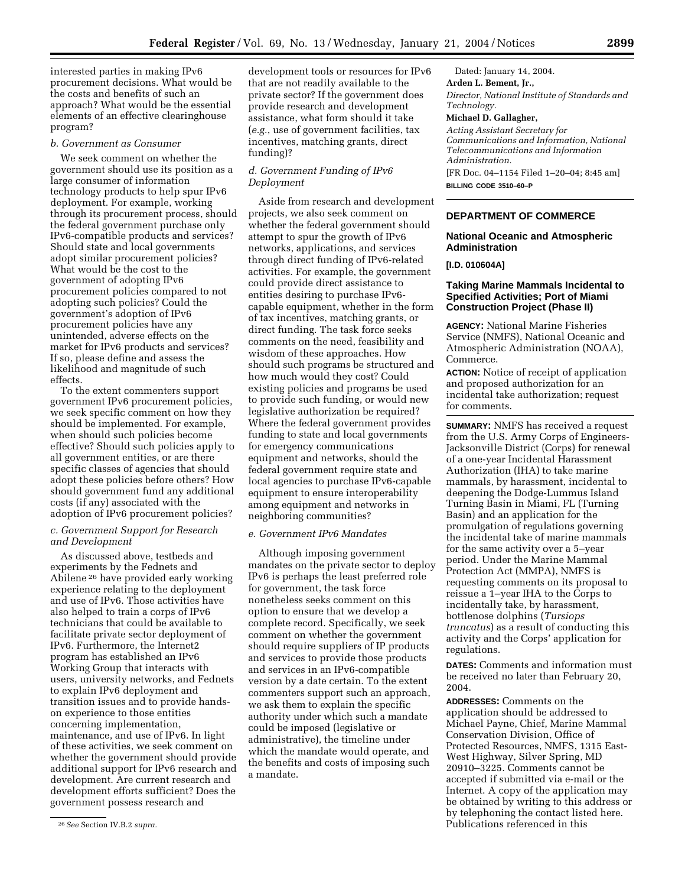interested parties in making IPv6 procurement decisions. What would be the costs and benefits of such an approach? What would be the essential elements of an effective clearinghouse program?

*b. Government as Consumer*

We seek comment on whether the government should use its position as a large consumer of information technology products to help spur IPv6 deployment. For example, working through its procurement process, should the federal government purchase only IPv6-compatible products and services? Should state and local governments adopt similar procurement policies? What would be the cost to the government of adopting IPv6 procurement policies compared to not adopting such policies? Could the government's adoption of IPv6 procurement policies have any unintended, adverse effects on the market for IPv6 products and services? If so, please define and assess the likelihood and magnitude of such effects.

To the extent commenters support government IPv6 procurement policies, we seek specific comment on how they should be implemented. For example, when should such policies become effective? Should such policies apply to all government entities, or are there specific classes of agencies that should adopt these policies before others? How should government fund any additional costs (if any) associated with the adoption of IPv6 procurement policies?

*c. Government Support for Research and Development*

As discussed above, testbeds and experiments by the Fednets and Abilene [26] have provided early working experience relating to the deployment and use of IPv6. Those activities have also helped to train a corps of IPv6 technicians that could be available to facilitate private sector deployment of IPv6. Furthermore, the Internet2 program has established an IPv6 Working Group that interacts with users, university networks, and Fednets to explain IPv6 deployment and transition issues and to provide hands-on experience to those entities concerning implementation, maintenance, and use of IPv6. In light of these activities, we seek comment on whether the government should provide additional support for IPv6 research and development. Are current research and development efforts sufficient? Does the government possess research and development tools or resources for IPv6 that are not readily available to the private sector? If the government does provide research and development assistance, what form should it take (*e.g.*, use of government facilities, tax incentives, matching grants, direct funding)?

*d. Government Funding of IPv6 Deployment*

Aside from research and development projects, we also seek comment on whether the federal government should attempt to spur the growth of IPv6 networks, applications, and services through direct funding of IPv6-related activities. For example, the government could provide direct assistance to entities desiring to purchase IPv6-capable equipment, whether in the form of tax incentives, matching grants, or direct funding. The task force seeks comments on the need, feasibility and wisdom of these approaches. How should such programs be structured and how much would they cost? Could existing policies and programs be used to provide such funding, or would new legislative authorization be required? Where the federal government provides funding to state and local governments for emergency communications equipment and networks, should the federal government require state and local agencies to purchase IPv6-capable equipment to ensure interoperability among equipment and networks in neighboring communities?

*e. Government IPv6 Mandates*

Although imposing government mandates on the private sector to deploy IPv6 is perhaps the least preferred role for government, the task force nonetheless seeks comment on this option to ensure that we develop a complete record. Specifically, we seek comment on whether the government should require suppliers of IP products and services to provide those products and services in an IPv6-compatible version by a date certain. To the extent commenters support such an approach, we ask them to explain the specific authority under which such a mandate could be imposed (legislative or administrative), the timeline under which the mandate would operate, and the benefits and costs of imposing such a mandate.

[26] *See* Section IV.B.2 *supra.*

Dated: January 14, 2004.

**Arden L. Bement, Jr.,**

*Director, National Institute of Standards and Technology.*

**Michael D. Gallagher,**

*Acting Assistant Secretary for Communications and Information, National Telecommunications and Information Administration.*

[FR Doc. 04–1154 Filed 1–20–04; 8:45 am]

**BILLING CODE 3510–60–P**

---

## DEPARTMENT OF COMMERCE

### National Oceanic and Atmospheric Administration

**[I.D. 010604A]**

### Taking Marine Mammals Incidental to Specified Activities; Port of Miami Construction Project (Phase II)

**AGENCY:** National Marine Fisheries Service (NMFS), National Oceanic and Atmospheric Administration (NOAA), Commerce.

**ACTION:** Notice of receipt of application and proposed authorization for an incidental take authorization; request for comments.

**SUMMARY:** NMFS has received a request from the U.S. Army Corps of Engineers-Jacksonville District (Corps) for renewal of a one-year Incidental Harassment Authorization (IHA) to take marine mammals, by harassment, incidental to deepening the Dodge-Lummus Island Turning Basin in Miami, FL (Turning Basin) and an application for the promulgation of regulations governing the incidental take of marine mammals for the same activity over a 5–year period. Under the Marine Mammal Protection Act (MMPA), NMFS is requesting comments on its proposal to reissue a 1–year IHA to the Corps to incidentally take, by harassment, bottlenose dolphins (*Tursiops truncatus*) as a result of conducting this activity and the Corps' application for regulations.

**DATES:** Comments and information must be received no later than February 20, 2004.

**ADDRESSES:** Comments on the application should be addressed to Michael Payne, Chief, Marine Mammal Conservation Division, Office of Protected Resources, NMFS, 1315 East-West Highway, Silver Spring, MD 20910–3225. Comments cannot be accepted if submitted via e-mail or the Internet. A copy of the application may be obtained by writing to this address or by telephoning the contact listed here. Publications referenced in this